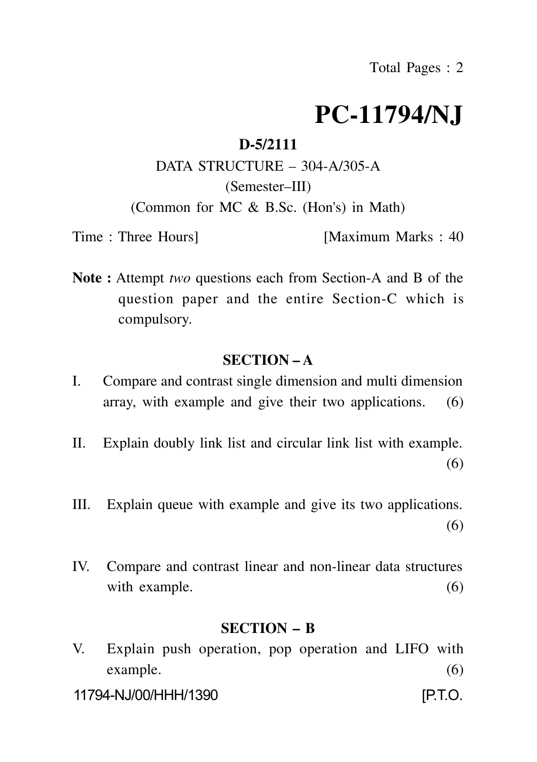Total Pages : 2

# PC-11794/NJ

**D-5/2111**

DATA STRUCTURE – 304-A/305-A

(Semester–III)

(Common for MC & B.Sc. (Hon's) in Math)

Time : Three Hours] [Maximum Marks : 40

**Note :** Attempt *two* questions each from Section-A and B of the question paper and the entire Section-C which is compulsory.

## SECTION – A

I. Compare and contrast single dimension and multi dimension array, with example and give their two applications. (6)

II. Explain doubly link list and circular link list with example. (6)

III. Explain queue with example and give its two applications. (6)

IV. Compare and contrast linear and non-linear data structures with example. (6)

## SECTION – B

V. Explain push operation, pop operation and LIFO with example. (6)

11794-NJ/00/HHH/1390 [P.T.O.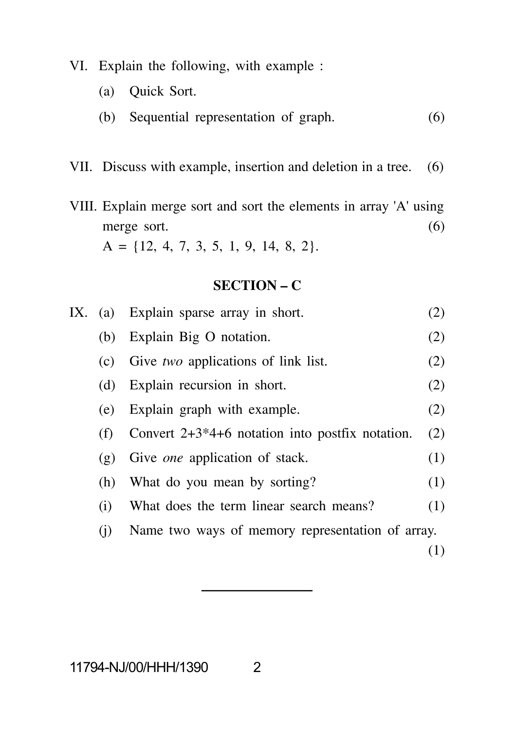VI. Explain the following, with example :

(a) Quick Sort.

(b) Sequential representation of graph. (6)

VII. Discuss with example, insertion and deletion in a tree. (6)

VIII. Explain merge sort and sort the elements in array 'A' using merge sort. (6)

A = {12, 4, 7, 3, 5, 1, 9, 14, 8, 2}.

## SECTION – C

IX. (a) Explain sparse array in short. (2)

(b) Explain Big O notation. (2)

(c) Give *two* applications of link list. (2)

(d) Explain recursion in short. (2)

(e) Explain graph with example. (2)

(f) Convert 2+3*4+6 notation into postfix notation. (2)

(g) Give *one* application of stack. (1)

(h) What do you mean by sorting? (1)

(i) What does the term linear search means? (1)

(j) Name two ways of memory representation of array. (1)